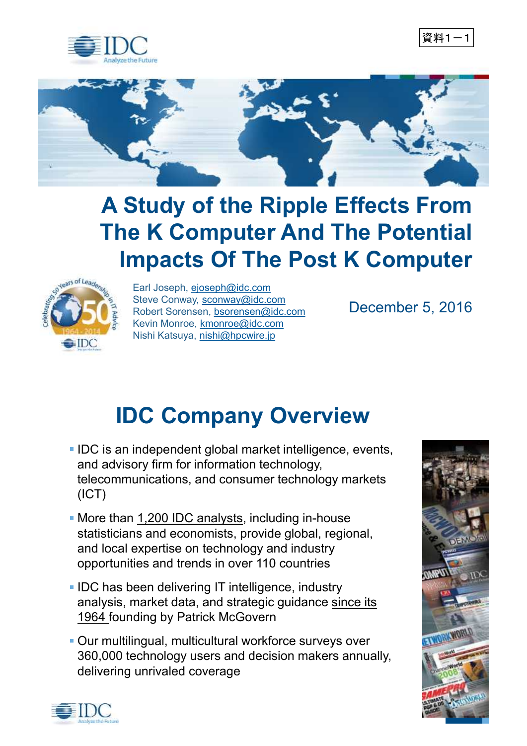資料1－1

# A Study of the Ripple Effects From The K Computer And The Potential Impacts Of The Post K Computer

Earl Joseph, ejoseph@idc.com
Steve Conway, sconway@idc.com
Robert Sorensen, bsorensen@idc.com
Kevin Monroe, kmonroe@idc.com
Nishi Katsuya, nishi@hpcwire.jp

December 5, 2016

## IDC Company Overview

- IDC is an independent global market intelligence, events, and advisory firm for information technology, telecommunications, and consumer technology markets (ICT)
- More than 1,200 IDC analysts, including in-house statisticians and economists, provide global, regional, and local expertise on technology and industry opportunities and trends in over 110 countries
- IDC has been delivering IT intelligence, industry analysis, market data, and strategic guidance since its 1964 founding by Patrick McGovern
- Our multilingual, multicultural workforce surveys over 360,000 technology users and decision makers annually, delivering unrivaled coverage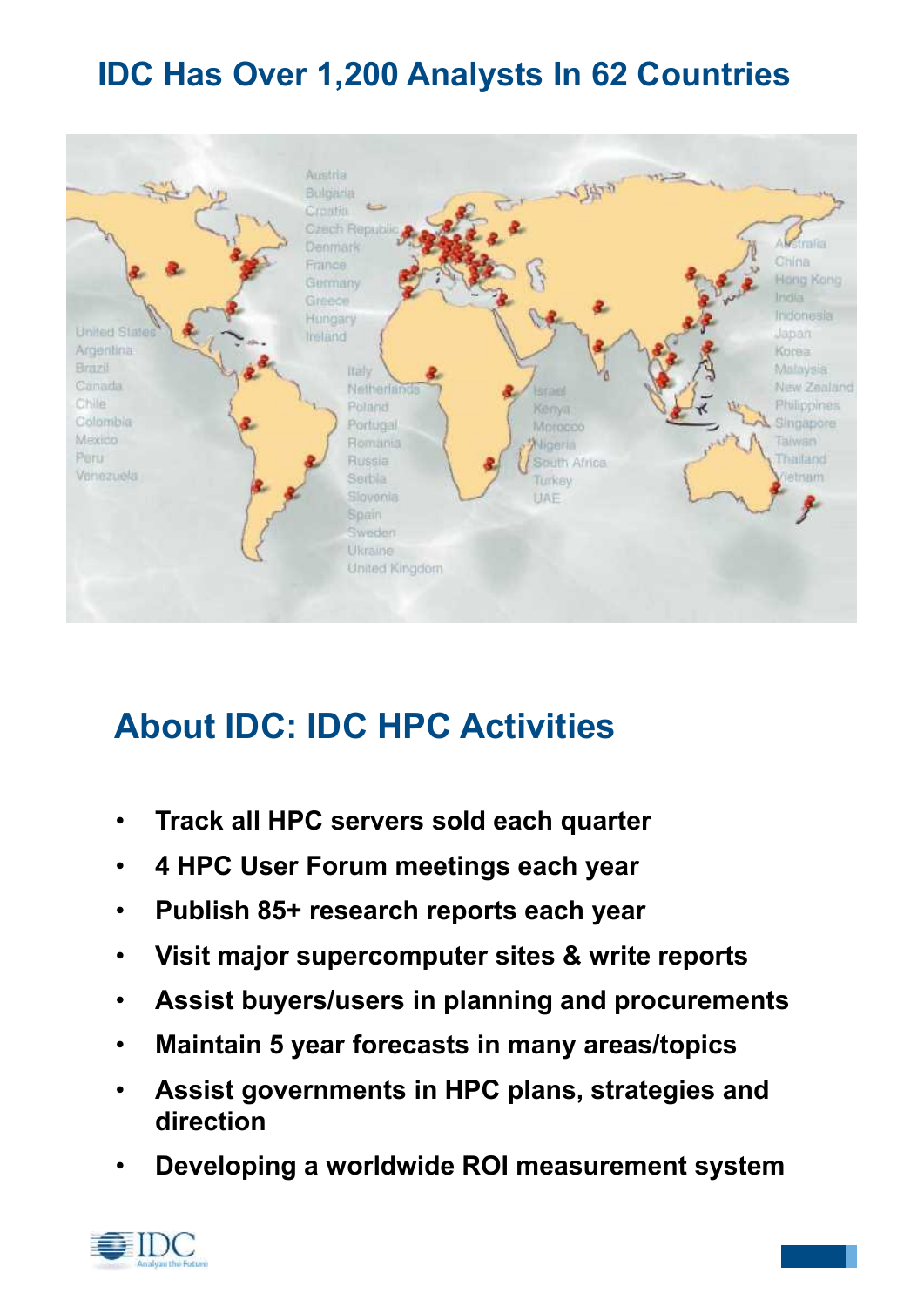## IDC Has Over 1,200 Analysts In 62 Countries

United States
Argentina
Brazil
Canada
Chile
Colombia
Mexico
Peru
Venezuela

Austria
Bulgaria
Croatia
Czech Republic
Denmark
France
Germany
Greece
Hungary
Ireland

Italy
Netherlands
Poland
Portugal
Romania
Russia
Serbia
Slovenia
Spain
Sweden
Ukraine
United Kingdom

Israel
Kenya
Morocco
Nigeria
South Africa
Turkey
UAE

Australia
China
Hong Kong
India
Indonesia
Japan
Korea
Malaysia
New Zealand
Philippines
Singapore
Taiwan
Thailand
Vietnam

## About IDC: IDC HPC Activities

- **Track all HPC servers sold each quarter**
- **4 HPC User Forum meetings each year**
- **Publish 85+ research reports each year**
- **Visit major supercomputer sites & write reports**
- **Assist buyers/users in planning and procurements**
- **Maintain 5 year forecasts in many areas/topics**
- **Assist governments in HPC plans, strategies and direction**
- **Developing a worldwide ROI measurement system**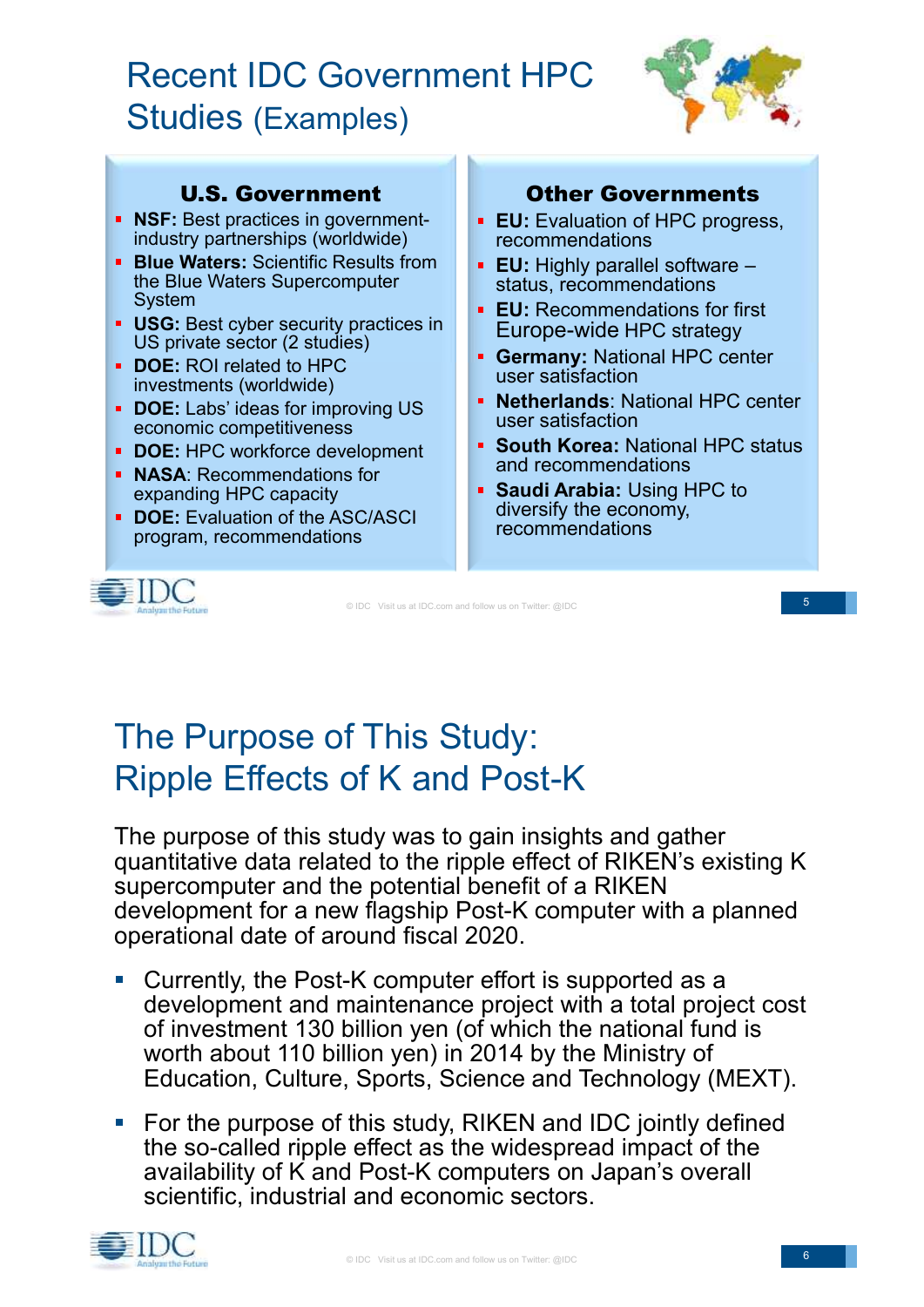# Recent IDC Government HPC Studies (Examples)

### U.S. Government

- **NSF:** Best practices in government-industry partnerships (worldwide)
- **Blue Waters:** Scientific Results from the Blue Waters Supercomputer System
- **USG:** Best cyber security practices in US private sector (2 studies)
- **DOE:** ROI related to HPC investments (worldwide)
- **DOE:** Labs' ideas for improving US economic competitiveness
- **DOE:** HPC workforce development
- **NASA**: Recommendations for expanding HPC capacity
- **DOE:** Evaluation of the ASC/ASCI program, recommendations

### Other Governments

- **EU:** Evaluation of HPC progress, recommendations
- **EU:** Highly parallel software – status, recommendations
- **EU:** Recommendations for first Europe-wide HPC strategy
- **Germany:** National HPC center user satisfaction
- **Netherlands**: National HPC center user satisfaction
- **South Korea:** National HPC status and recommendations
- **Saudi Arabia:** Using HPC to diversify the economy, recommendations

# The Purpose of This Study: Ripple Effects of K and Post-K

The purpose of this study was to gain insights and gather quantitative data related to the ripple effect of RIKEN's existing K supercomputer and the potential benefit of a RIKEN development for a new flagship Post-K computer with a planned operational date of around fiscal 2020.

- Currently, the Post-K computer effort is supported as a development and maintenance project with a total project cost of investment 130 billion yen (of which the national fund is worth about 110 billion yen) in 2014 by the Ministry of Education, Culture, Sports, Science and Technology (MEXT).
- For the purpose of this study, RIKEN and IDC jointly defined the so-called ripple effect as the widespread impact of the availability of K and Post-K computers on Japan's overall scientific, industrial and economic sectors.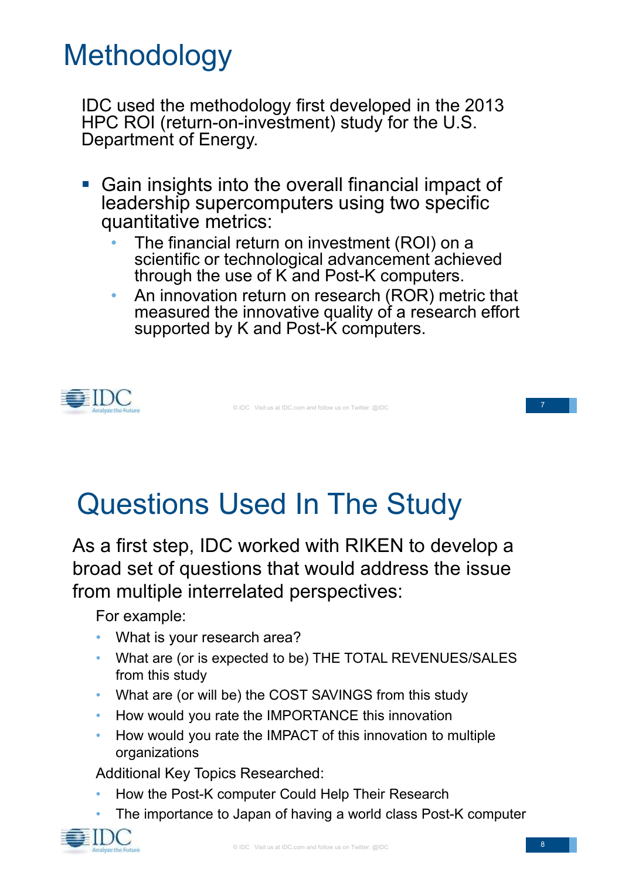# Methodology

IDC used the methodology first developed in the 2013 HPC ROI (return-on-investment) study for the U.S. Department of Energy.

- Gain insights into the overall financial impact of leadership supercomputers using two specific quantitative metrics:
  - The financial return on investment (ROI) on a scientific or technological advancement achieved through the use of K and Post-K computers.
  - An innovation return on research (ROR) metric that measured the innovative quality of a research effort supported by K and Post-K computers.

# Questions Used In The Study

As a first step, IDC worked with RIKEN to develop a broad set of questions that would address the issue from multiple interrelated perspectives:

For example:

- What is your research area?
- What are (or is expected to be) THE TOTAL REVENUES/SALES from this study
- What are (or will be) the COST SAVINGS from this study
- How would you rate the IMPORTANCE this innovation
- How would you rate the IMPACT of this innovation to multiple organizations

Additional Key Topics Researched:

- How the Post-K computer Could Help Their Research
- The importance to Japan of having a world class Post-K computer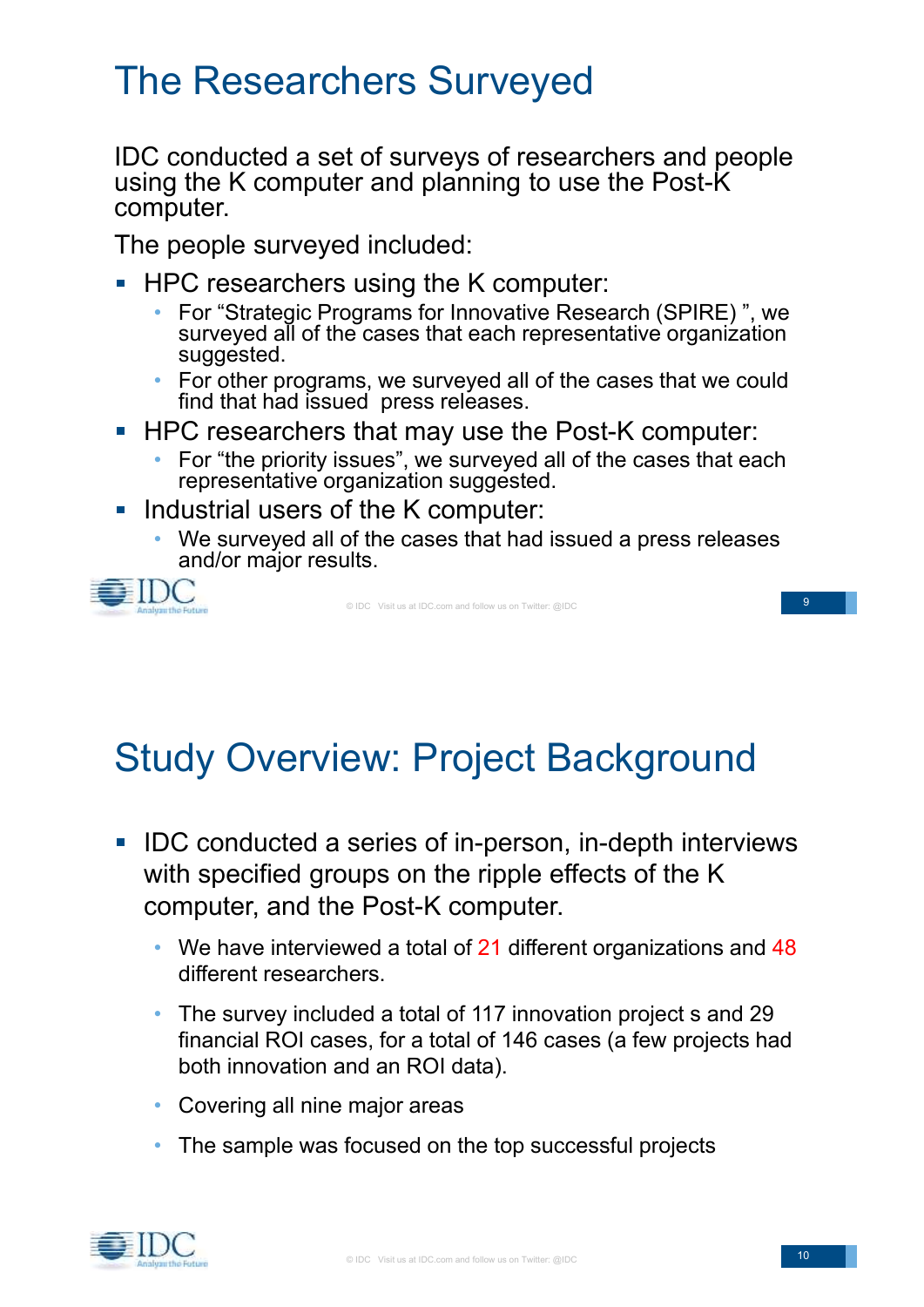# The Researchers Surveyed

IDC conducted a set of surveys of researchers and people using the K computer and planning to use the Post-K computer.

The people surveyed included:

- HPC researchers using the K computer:
  - For “Strategic Programs for Innovative Research (SPIRE) ”, we surveyed all of the cases that each representative organization suggested.
  - For other programs, we surveyed all of the cases that we could find that had issued press releases.
- HPC researchers that may use the Post-K computer:
  - For “the priority issues”, we surveyed all of the cases that each representative organization suggested.
- Industrial users of the K computer:
  - We surveyed all of the cases that had issued a press releases and/or major results.

# Study Overview: Project Background

- IDC conducted a series of in-person, in-depth interviews with specified groups on the ripple effects of the K computer, and the Post-K computer.
  - We have interviewed a total of 21 different organizations and 48 different researchers.
  - The survey included a total of 117 innovation project s and 29 financial ROI cases, for a total of 146 cases (a few projects had both innovation and an ROI data).
  - Covering all nine major areas
  - The sample was focused on the top successful projects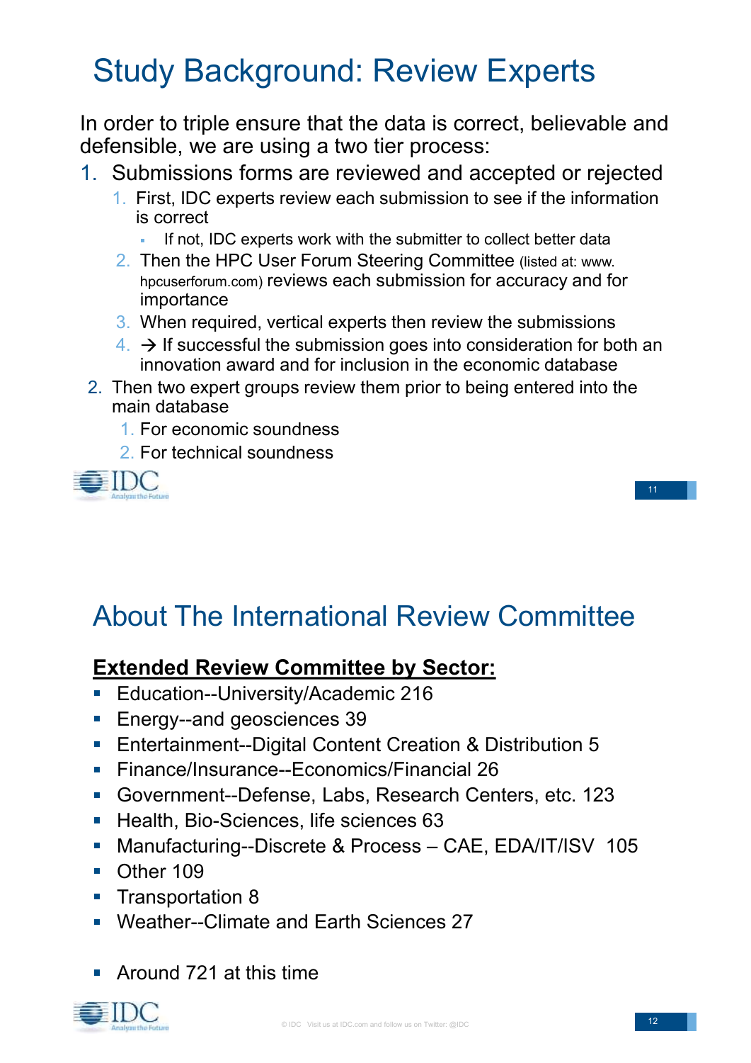# Study Background: Review Experts

In order to triple ensure that the data is correct, believable and defensible, we are using a two tier process:

1. Submissions forms are reviewed and accepted or rejected
   1. First, IDC experts review each submission to see if the information is correct
      - If not, IDC experts work with the submitter to collect better data
   2. Then the HPC User Forum Steering Committee (listed at: www.hpcuserforum.com) reviews each submission for accuracy and for importance
   3. When required, vertical experts then review the submissions
   4. → If successful the submission goes into consideration for both an innovation award and for inclusion in the economic database
2. Then two expert groups review them prior to being entered into the main database
   1. For economic soundness
   2. For technical soundness

# About The International Review Committee

**Extended Review Committee by Sector:**

- Education--University/Academic 216
- Energy--and geosciences 39
- Entertainment--Digital Content Creation & Distribution 5
- Finance/Insurance--Economics/Financial 26
- Government--Defense, Labs, Research Centers, etc. 123
- Health, Bio-Sciences, life sciences 63
- Manufacturing--Discrete & Process – CAE, EDA/IT/ISV 105
- Other 109
- Transportation 8
- Weather--Climate and Earth Sciences 27

- Around 721 at this time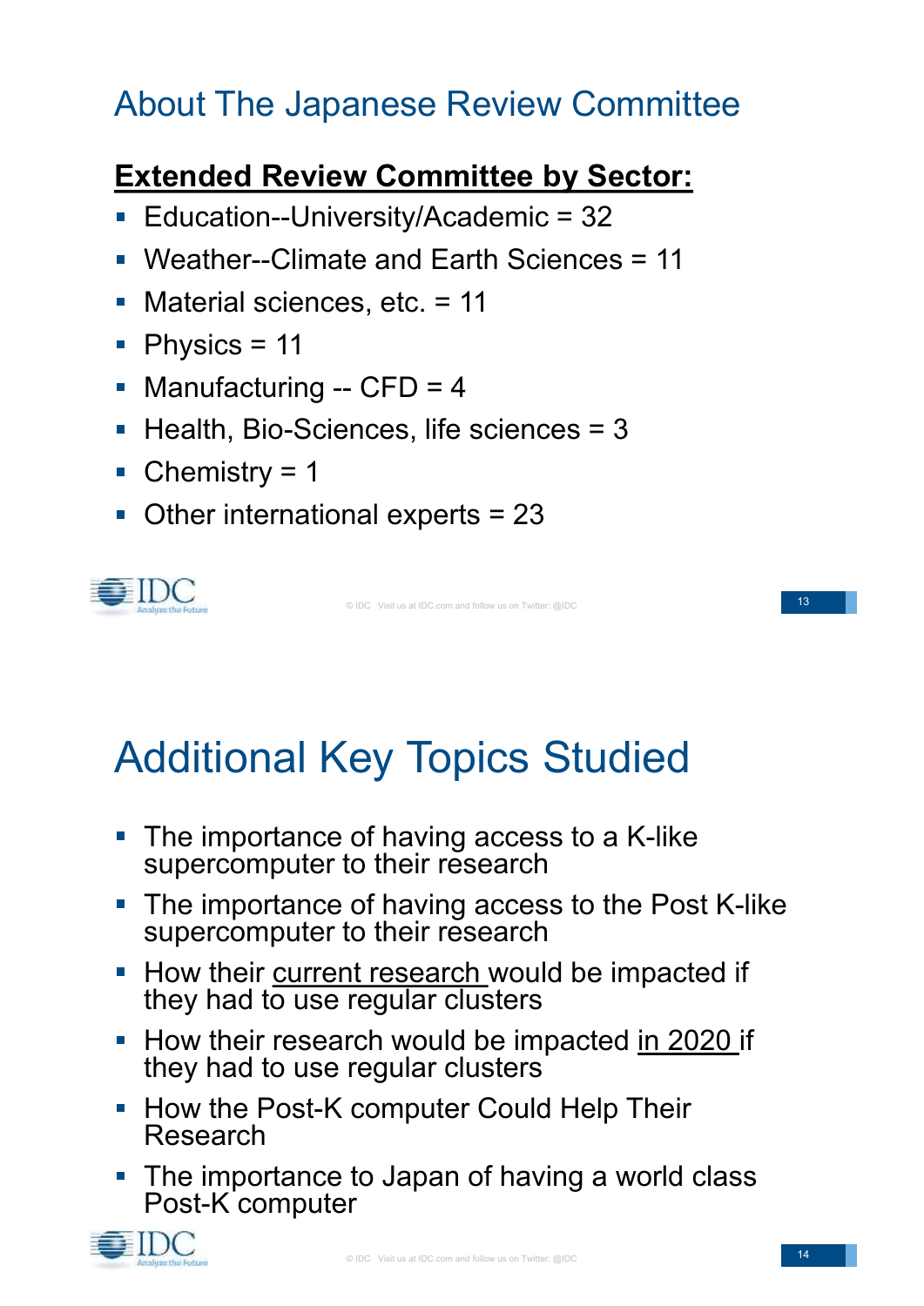## About The Japanese Review Committee

**Extended Review Committee by Sector:**

- Education--University/Academic = 32
- Weather--Climate and Earth Sciences = 11
- Material sciences, etc. = 11
- Physics = 11
- Manufacturing -- CFD = 4
- Health, Bio-Sciences, life sciences = 3
- Chemistry = 1
- Other international experts = 23

## Additional Key Topics Studied

- The importance of having access to a K-like supercomputer to their research
- The importance of having access to the Post K-like supercomputer to their research
- How their current research would be impacted if they had to use regular clusters
- How their research would be impacted in 2020 if they had to use regular clusters
- How the Post-K computer Could Help Their Research
- The importance to Japan of having a world class Post-K computer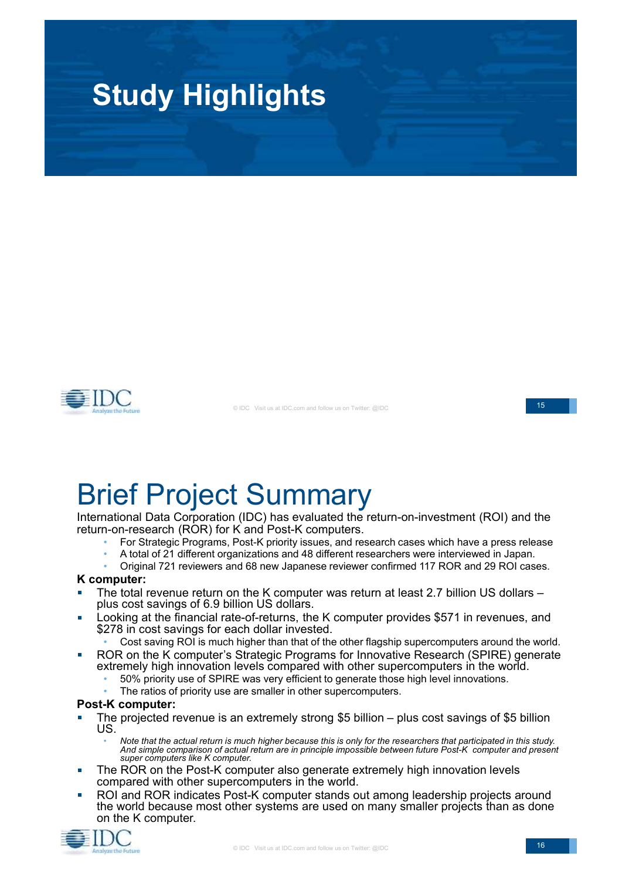# Study Highlights

# Brief Project Summary

International Data Corporation (IDC) has evaluated the return-on-investment (ROI) and the return-on-research (ROR) for K and Post-K computers.

- For Strategic Programs, Post-K priority issues, and research cases which have a press release
- A total of 21 different organizations and 48 different researchers were interviewed in Japan.
- Original 721 reviewers and 68 new Japanese reviewer confirmed 117 ROR and 29 ROI cases.

**K computer:**

- The total revenue return on the K computer was return at least 2.7 billion US dollars – plus cost savings of 6.9 billion US dollars.
- Looking at the financial rate-of-returns, the K computer provides $571 in revenues, and $278 in cost savings for each dollar invested.
  - Cost saving ROI is much higher than that of the other flagship supercomputers around the world.
- ROR on the K computer's Strategic Programs for Innovative Research (SPIRE) generate extremely high innovation levels compared with other supercomputers in the world.
  - 50% priority use of SPIRE was very efficient to generate those high level innovations.
  - The ratios of priority use are smaller in other supercomputers.

**Post-K computer:**

- The projected revenue is an extremely strong $5 billion – plus cost savings of $5 billion US.
  - *Note that the actual return is much higher because this is only for the researchers that participated in this study. And simple comparison of actual return are in principle impossible between future Post-K computer and present super computers like K computer.*
- The ROR on the Post-K computer also generate extremely high innovation levels compared with other supercomputers in the world.
- ROI and ROR indicates Post-K computer stands out among leadership projects around the world because most other systems are used on many smaller projects than as done on the K computer.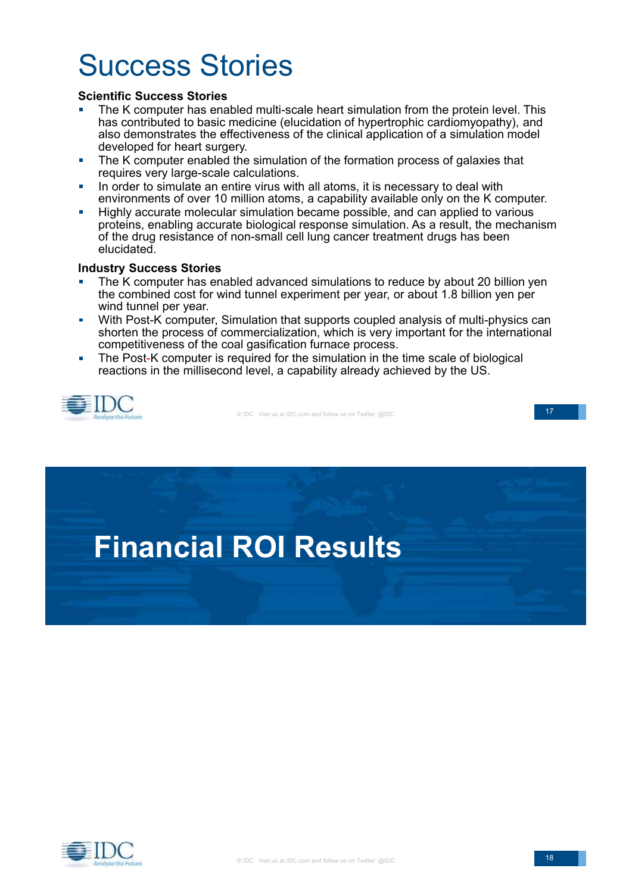# Success Stories

**Scientific Success Stories**

- The K computer has enabled multi-scale heart simulation from the protein level. This has contributed to basic medicine (elucidation of hypertrophic cardiomyopathy), and also demonstrates the effectiveness of the clinical application of a simulation model developed for heart surgery.
- The K computer enabled the simulation of the formation process of galaxies that requires very large-scale calculations.
- In order to simulate an entire virus with all atoms, it is necessary to deal with environments of over 10 million atoms, a capability available only on the K computer.
- Highly accurate molecular simulation became possible, and can applied to various proteins, enabling accurate biological response simulation. As a result, the mechanism of the drug resistance of non-small cell lung cancer treatment drugs has been elucidated.

**Industry Success Stories**

- The K computer has enabled advanced simulations to reduce by about 20 billion yen the combined cost for wind tunnel experiment per year, or about 1.8 billion yen per wind tunnel per year.
- With Post-K computer, Simulation that supports coupled analysis of multi-physics can shorten the process of commercialization, which is very important for the international competitiveness of the coal gasification furnace process.
- The Post-K computer is required for the simulation in the time scale of biological reactions in the millisecond level, a capability already achieved by the US.

# Financial ROI Results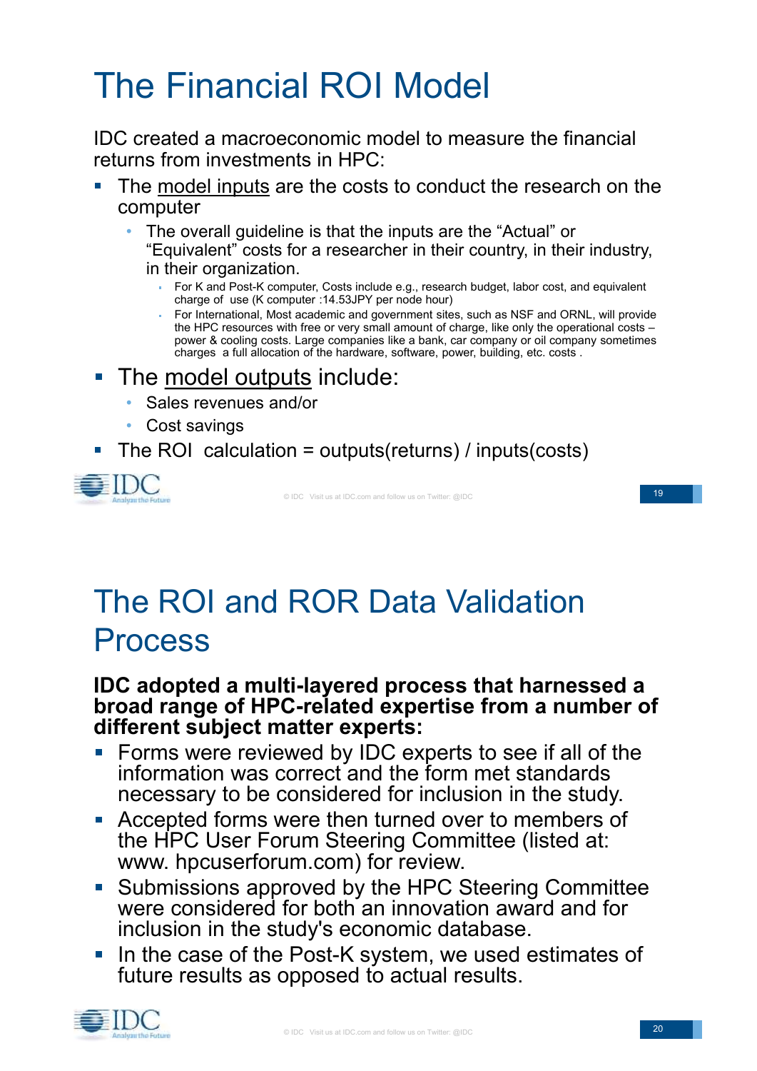# The Financial ROI Model

IDC created a macroeconomic model to measure the financial returns from investments in HPC:

- The model inputs are the costs to conduct the research on the computer
  - The overall guideline is that the inputs are the "Actual" or "Equivalent" costs for a researcher in their country, in their industry, in their organization.
    - For K and Post-K computer, Costs include e.g., research budget, labor cost, and equivalent charge of use (K computer :14.53JPY per node hour)
    - For International, Most academic and government sites, such as NSF and ORNL, will provide the HPC resources with free or very small amount of charge, like only the operational costs – power & cooling costs. Large companies like a bank, car company or oil company sometimes charges a full allocation of the hardware, software, power, building, etc. costs .
- The model outputs include:
  - Sales revenues and/or
  - Cost savings
- The ROI calculation = outputs(returns) / inputs(costs)

# The ROI and ROR Data Validation Process

**IDC adopted a multi-layered process that harnessed a broad range of HPC-related expertise from a number of different subject matter experts:**

- Forms were reviewed by IDC experts to see if all of the information was correct and the form met standards necessary to be considered for inclusion in the study.
- Accepted forms were then turned over to members of the HPC User Forum Steering Committee (listed at: www. hpcuserforum.com) for review.
- Submissions approved by the HPC Steering Committee were considered for both an innovation award and for inclusion in the study's economic database.
- In the case of the Post-K system, we used estimates of future results as opposed to actual results.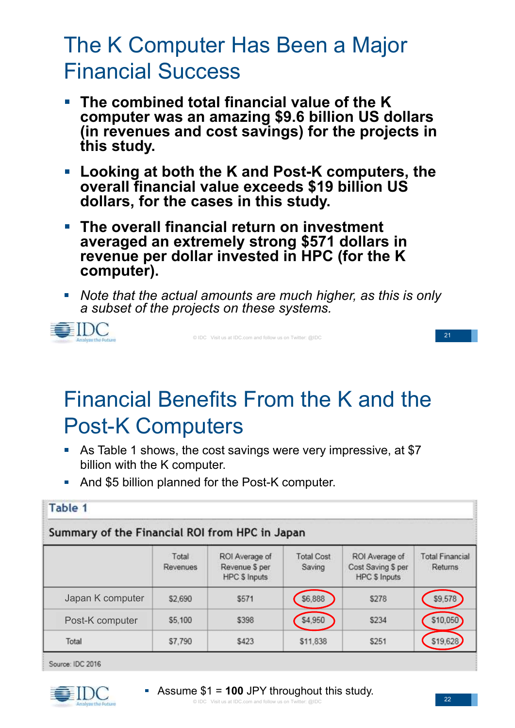# The K Computer Has Been a Major Financial Success

- **The combined total financial value of the K computer was an amazing $9.6 billion US dollars (in revenues and cost savings) for the projects in this study.**
- **Looking at both the K and Post-K computers, the overall financial value exceeds $19 billion US dollars, for the cases in this study.**
- **The overall financial return on investment averaged an extremely strong $571 dollars in revenue per dollar invested in HPC (for the K computer).**
- *Note that the actual amounts are much higher, as this is only a subset of the projects on these systems.*

# Financial Benefits From the K and the Post-K Computers

- As Table 1 shows, the cost savings were very impressive, at $7 billion with the K computer.
- And $5 billion planned for the Post-K computer.

**Table 1**

**Summary of the Financial ROI from HPC in Japan**

| | Total Revenues | ROI Average of Revenue $ per HPC $ Inputs | Total Cost Saving | ROI Average of Cost Saving $ per HPC $ Inputs | Total Financial Returns |
|---|---|---|---|---|---|
| Japan K computer | $2,690 | $571 | $6,888 | $278 | $9,578 |
| Post-K computer | $5,100 | $398 | $4,950 | $234 | $10,050 |
| Total | $7,790 | $423 | $11,838 | $251 | $19,628 |

Source: IDC 2016

- Assume $1 = **100** JPY throughout this study.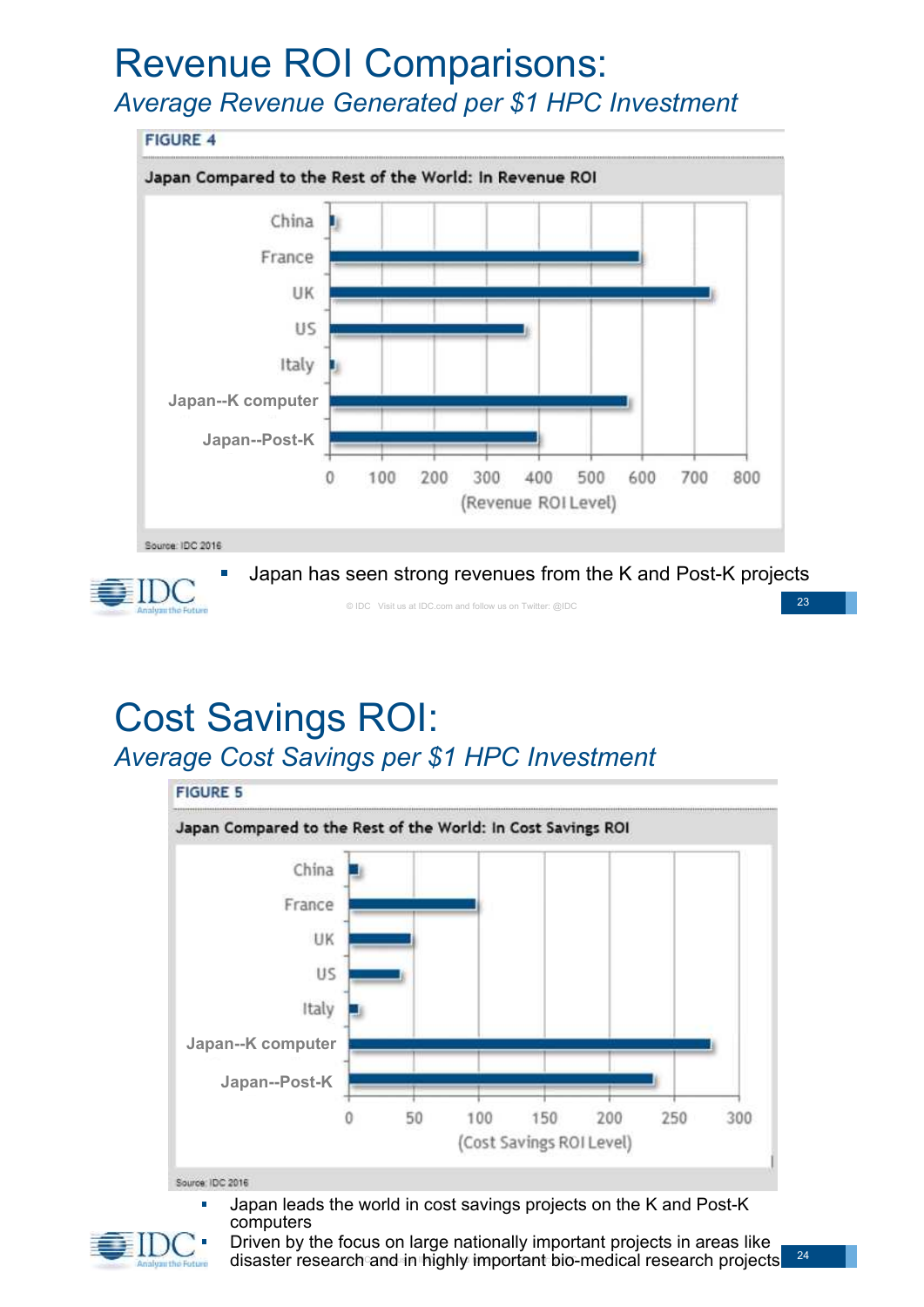# Revenue ROI Comparisons:

*Average Revenue Generated per $1 HPC Investment*

**FIGURE 4**

**Japan Compared to the Rest of the World: In Revenue ROI**

Source: IDC 2016

- Japan has seen strong revenues from the K and Post-K projects

# Cost Savings ROI:

*Average Cost Savings per $1 HPC Investment*

**FIGURE 5**

**Japan Compared to the Rest of the World: In Cost Savings ROI**

Source: IDC 2016

- Japan leads the world in cost savings projects on the K and Post-K computers
- Driven by the focus on large nationally important projects in areas like disaster research and in highly important bio-medical research projects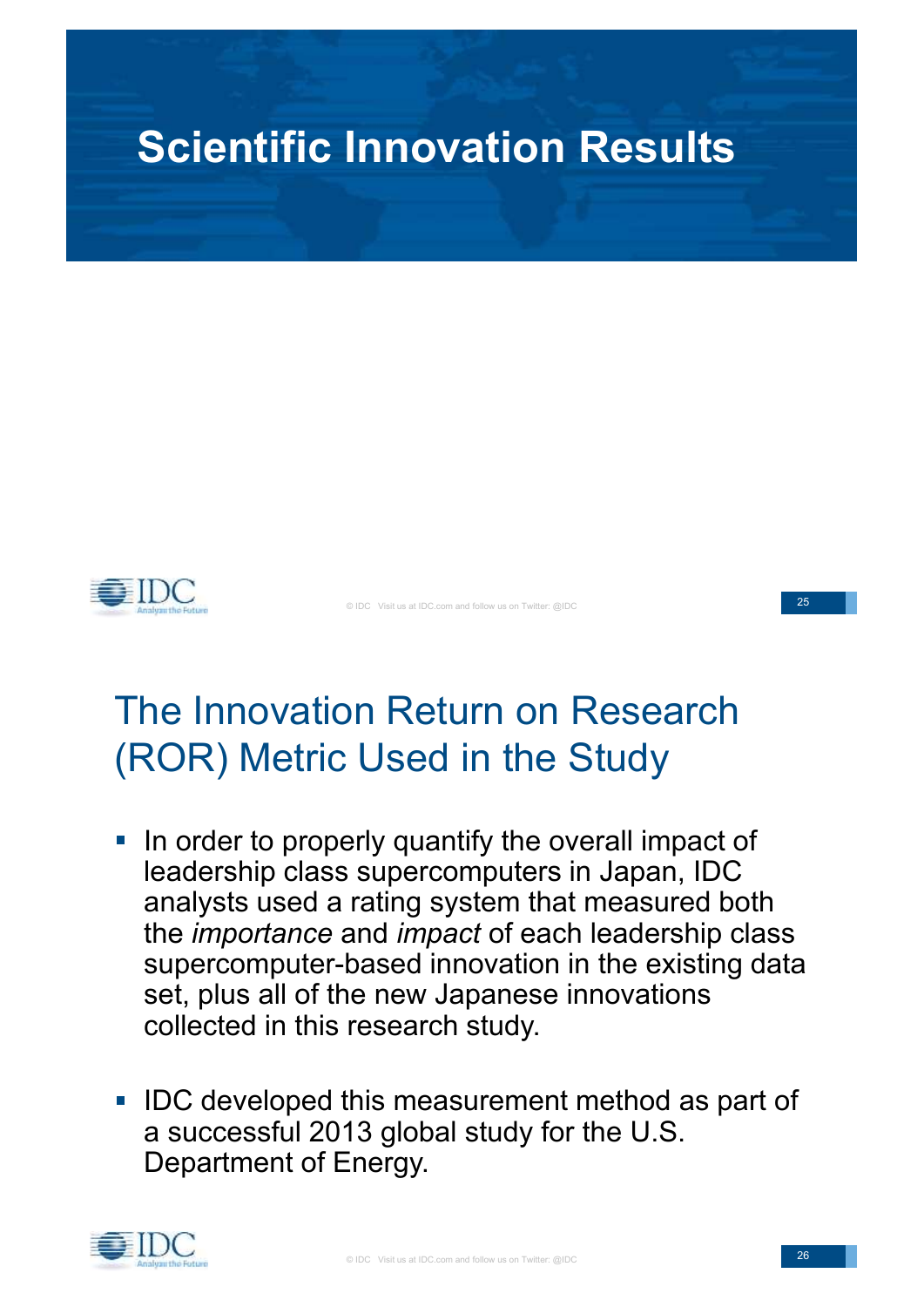# Scientific Innovation Results

## The Innovation Return on Research (ROR) Metric Used in the Study

- In order to properly quantify the overall impact of leadership class supercomputers in Japan, IDC analysts used a rating system that measured both the *importance* and *impact* of each leadership class supercomputer-based innovation in the existing data set, plus all of the new Japanese innovations collected in this research study.
- IDC developed this measurement method as part of a successful 2013 global study for the U.S. Department of Energy.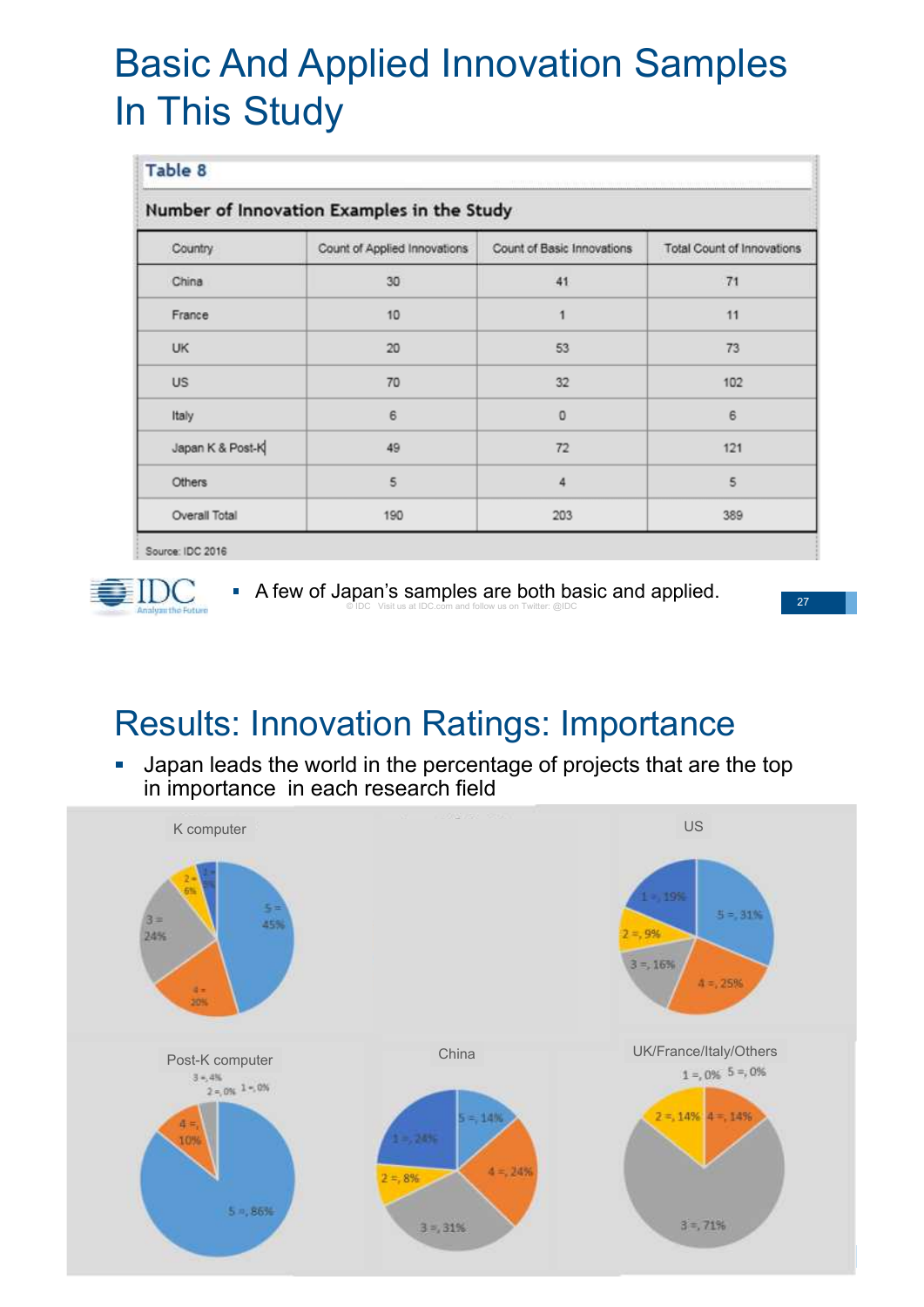# Basic And Applied Innovation Samples In This Study

**Table 8**

**Number of Innovation Examples in the Study**

| Country | Count of Applied Innovations | Count of Basic Innovations | Total Count of Innovations |
|---|---|---|---|
| China | 30 | 41 | 71 |
| France | 10 | 1 | 11 |
| UK | 20 | 53 | 73 |
| US | 70 | 32 | 102 |
| Italy | 6 | 0 | 6 |
| Japan K & Post-K | 49 | 72 | 121 |
| Others | 5 | 4 | 5 |
| Overall Total | 190 | 203 | 389 |

Source: IDC 2016

- A few of Japan's samples are both basic and applied.

# Results: Innovation Ratings: Importance

- Japan leads the world in the percentage of projects that are the top in importance in each research field

K computer: 5 = 45%, 4 = 20%, 3 = 24%, 2 = 6%, 1 = 5%

US: 5 =, 31%, 4 =, 25%, 3 =, 16%, 2 =, 9%, 1 =, 19%

Post-K computer: 5 =, 86%, 4 =, 10%, 3 =, 4%, 2 =, 0%, 1 =, 0%

China: 5 =, 14%, 4 =, 24%, 3 =, 31%, 2 =, 8%, 1 =, 24%

UK/France/Italy/Others: 1 =, 0%, 5 =, 0%, 2 =, 14%, 4 =, 14%, 3 =, 71%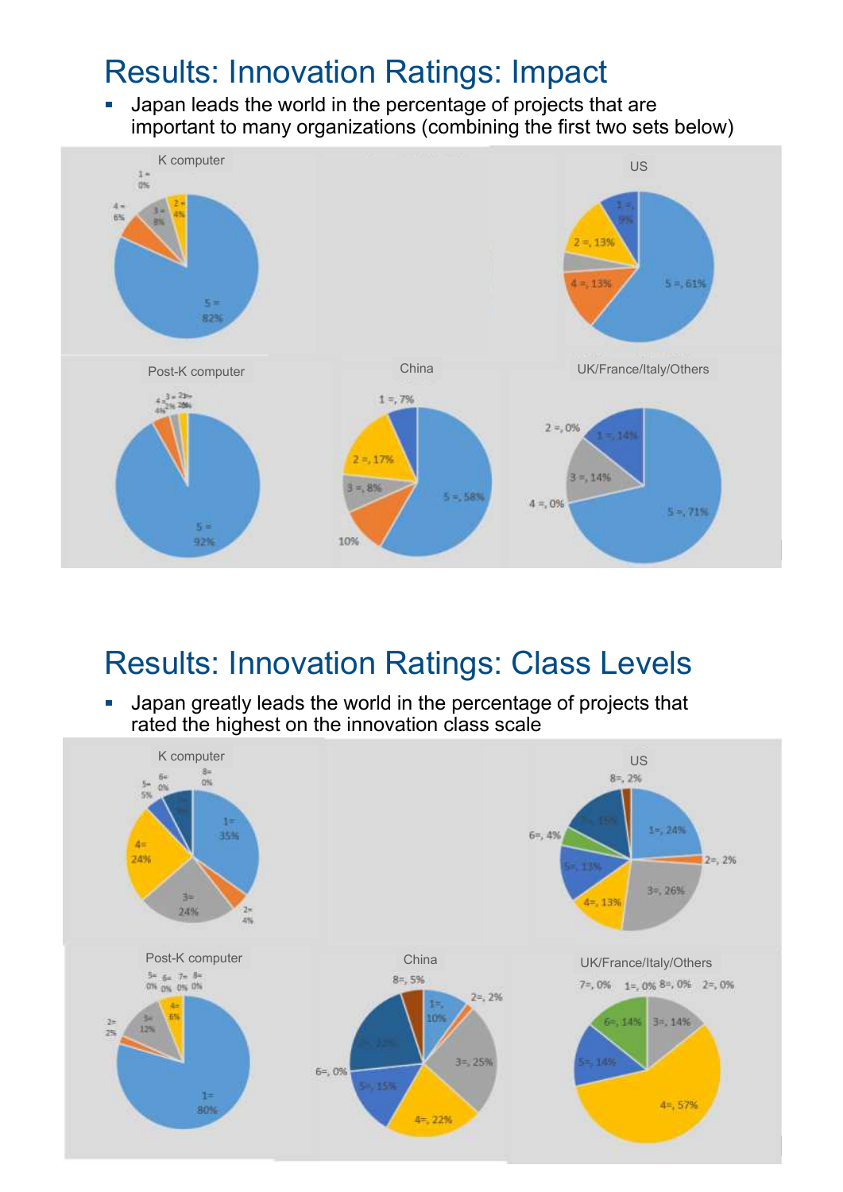## Results: Innovation Ratings: Impact

- Japan leads the world in the percentage of projects that are important to many organizations (combining the first two sets below)

K computer

1 = 0%

2 = 4%

3 = 8%

4 = 6%

5 = 82%

US

1 = 9%

2 =, 13%

4 =, 13%

5 =, 61%

Post-K computer

4 = 4%

3 = 2%

2 = 2%

1 = 0%

5 = 92%

China

1 =, 7%

2 =, 17%

3 =, 8%

10%

5 =, 58%

UK/France/Italy/Others

2 =, 0%

1 =, 14%

3 =, 14%

4 =, 0%

5 =, 71%

## Results: Innovation Ratings: Class Levels

- Japan greatly leads the world in the percentage of projects that rated the highest on the innovation class scale

K computer

6= 0%

8= 0%

5= 5%

1= 35%

4= 24%

3= 24%

2= 4%

US

8=, 2%

6=, 4%

1=, 24%

2=, 2%

5=, 13%

4=, 13%

3=, 26%

Post-K computer

5= 0%

6= 0%

7= 0%

8= 0%

4= 6%

3= 12%

2= 2%

1= 80%

China

8=, 5%

2=, 2%

1=, 10%

3=, 25%

6=, 0%

5=, 15%

4=, 22%

UK/France/Italy/Others

7=, 0%

1=, 0%

8=, 0%

2=, 0%

6=, 14%

3=, 14%

5=, 14%

4=, 57%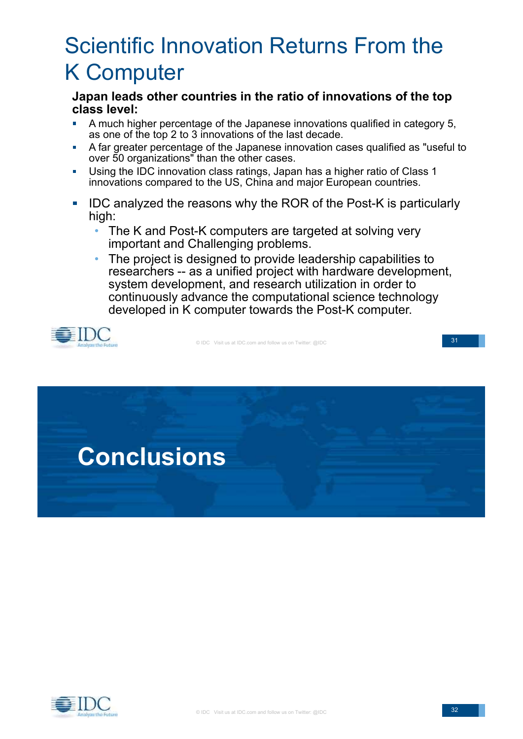# Scientific Innovation Returns From the K Computer

**Japan leads other countries in the ratio of innovations of the top class level:**

- A much higher percentage of the Japanese innovations qualified in category 5, as one of the top 2 to 3 innovations of the last decade.
- A far greater percentage of the Japanese innovation cases qualified as "useful to over 50 organizations" than the other cases.
- Using the IDC innovation class ratings, Japan has a higher ratio of Class 1 innovations compared to the US, China and major European countries.

- IDC analyzed the reasons why the ROR of the Post-K is particularly high:
  - The K and Post-K computers are targeted at solving very important and Challenging problems.
  - The project is designed to provide leadership capabilities to researchers -- as a unified project with hardware development, system development, and research utilization in order to continuously advance the computational science technology developed in K computer towards the Post-K computer.

# Conclusions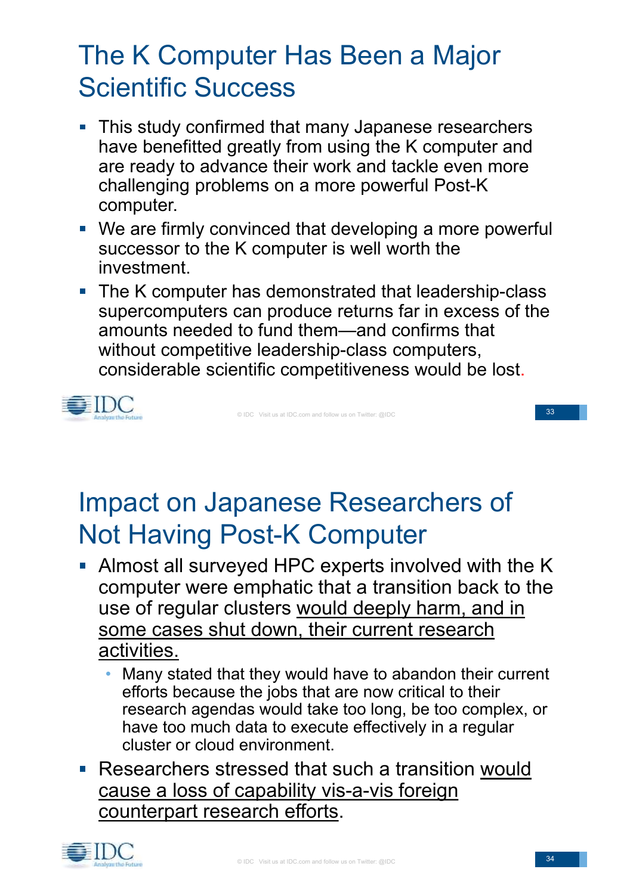# The K Computer Has Been a Major Scientific Success

- This study confirmed that many Japanese researchers have benefitted greatly from using the K computer and are ready to advance their work and tackle even more challenging problems on a more powerful Post-K computer.
- We are firmly convinced that developing a more powerful successor to the K computer is well worth the investment.
- The K computer has demonstrated that leadership-class supercomputers can produce returns far in excess of the amounts needed to fund them—and confirms that without competitive leadership-class computers, considerable scientific competitiveness would be lost.

# Impact on Japanese Researchers of Not Having Post-K Computer

- Almost all surveyed HPC experts involved with the K computer were emphatic that a transition back to the use of regular clusters <u>would deeply harm, and in some cases shut down, their current research activities.</u>
  - Many stated that they would have to abandon their current efforts because the jobs that are now critical to their research agendas would take too long, be too complex, or have too much data to execute effectively in a regular cluster or cloud environment.
- Researchers stressed that such a transition <u>would cause a loss of capability vis-a-vis foreign counterpart research efforts</u>.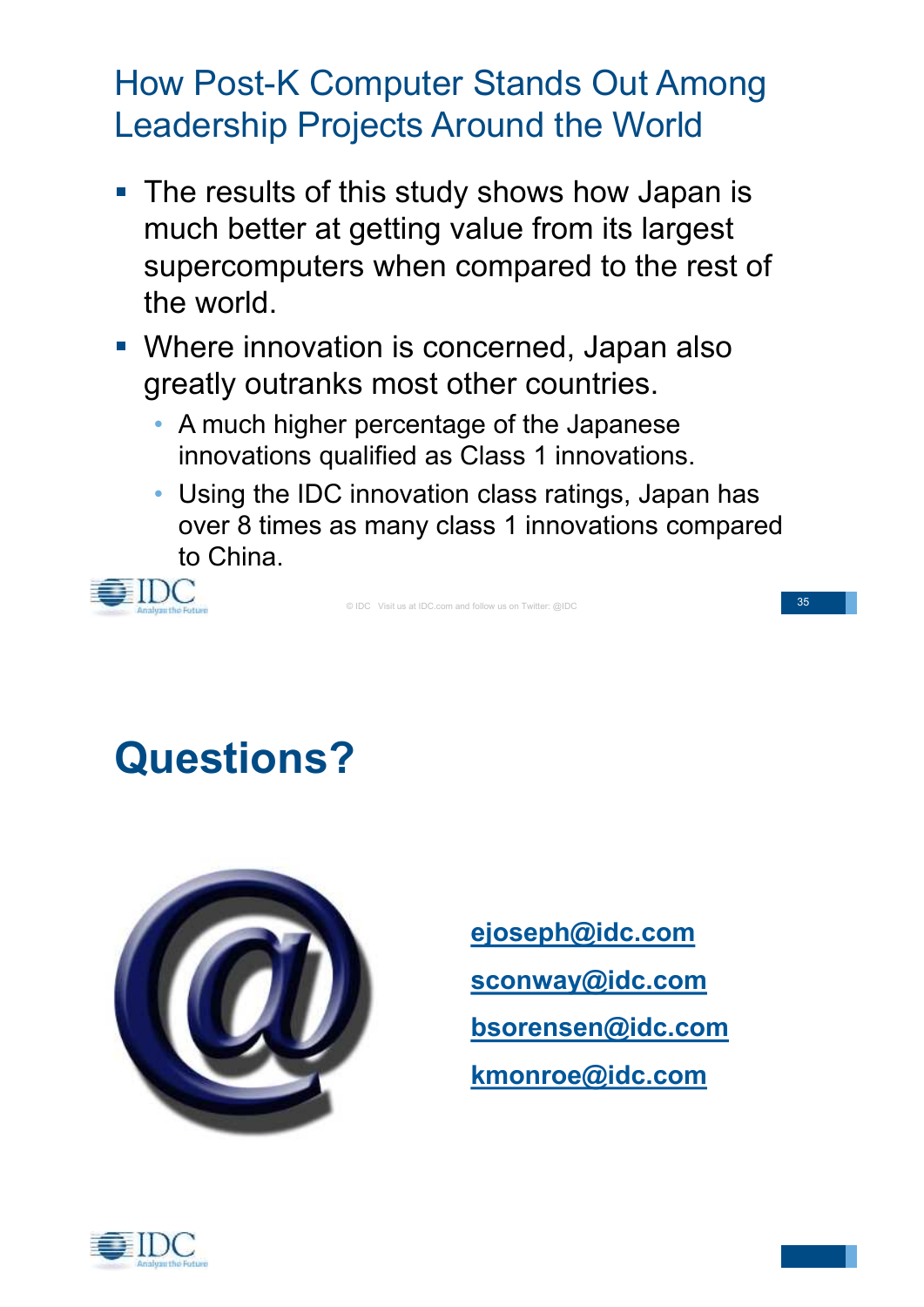## How Post-K Computer Stands Out Among Leadership Projects Around the World

- The results of this study shows how Japan is much better at getting value from its largest supercomputers when compared to the rest of the world.
- Where innovation is concerned, Japan also greatly outranks most other countries.
  - A much higher percentage of the Japanese innovations qualified as Class 1 innovations.
  - Using the IDC innovation class ratings, Japan has over 8 times as many class 1 innovations compared to China.

# Questions?

ejoseph@idc.com

sconway@idc.com

bsorensen@idc.com

kmonroe@idc.com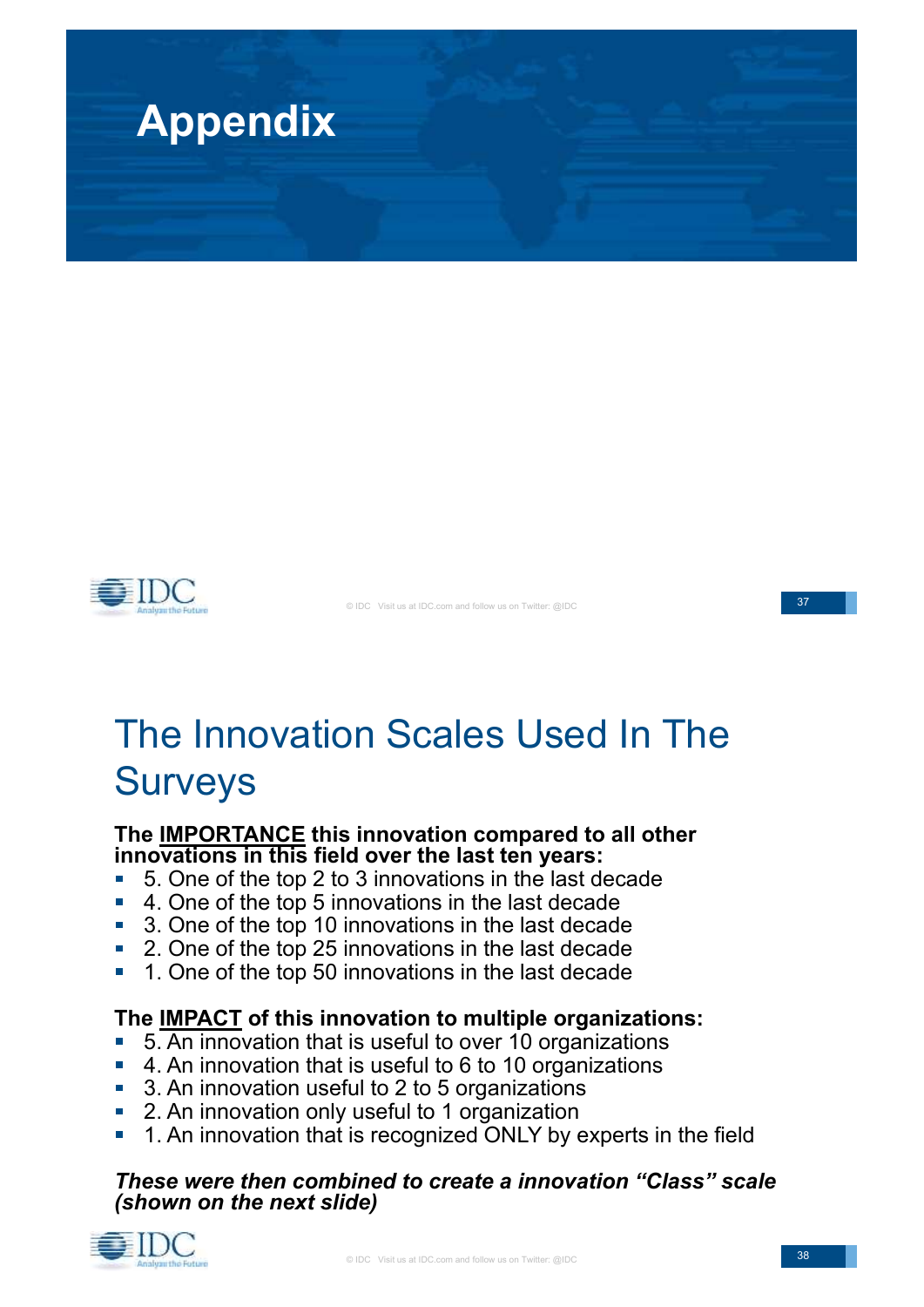# Appendix

# The Innovation Scales Used In The Surveys

**The IMPORTANCE this innovation compared to all other innovations in this field over the last ten years:**

- 5. One of the top 2 to 3 innovations in the last decade
- 4. One of the top 5 innovations in the last decade
- 3. One of the top 10 innovations in the last decade
- 2. One of the top 25 innovations in the last decade
- 1. One of the top 50 innovations in the last decade

**The IMPACT of this innovation to multiple organizations:**

- 5. An innovation that is useful to over 10 organizations
- 4. An innovation that is useful to 6 to 10 organizations
- 3. An innovation useful to 2 to 5 organizations
- 2. An innovation only useful to 1 organization
- 1. An innovation that is recognized ONLY by experts in the field

***These were then combined to create a innovation "Class" scale (shown on the next slide)***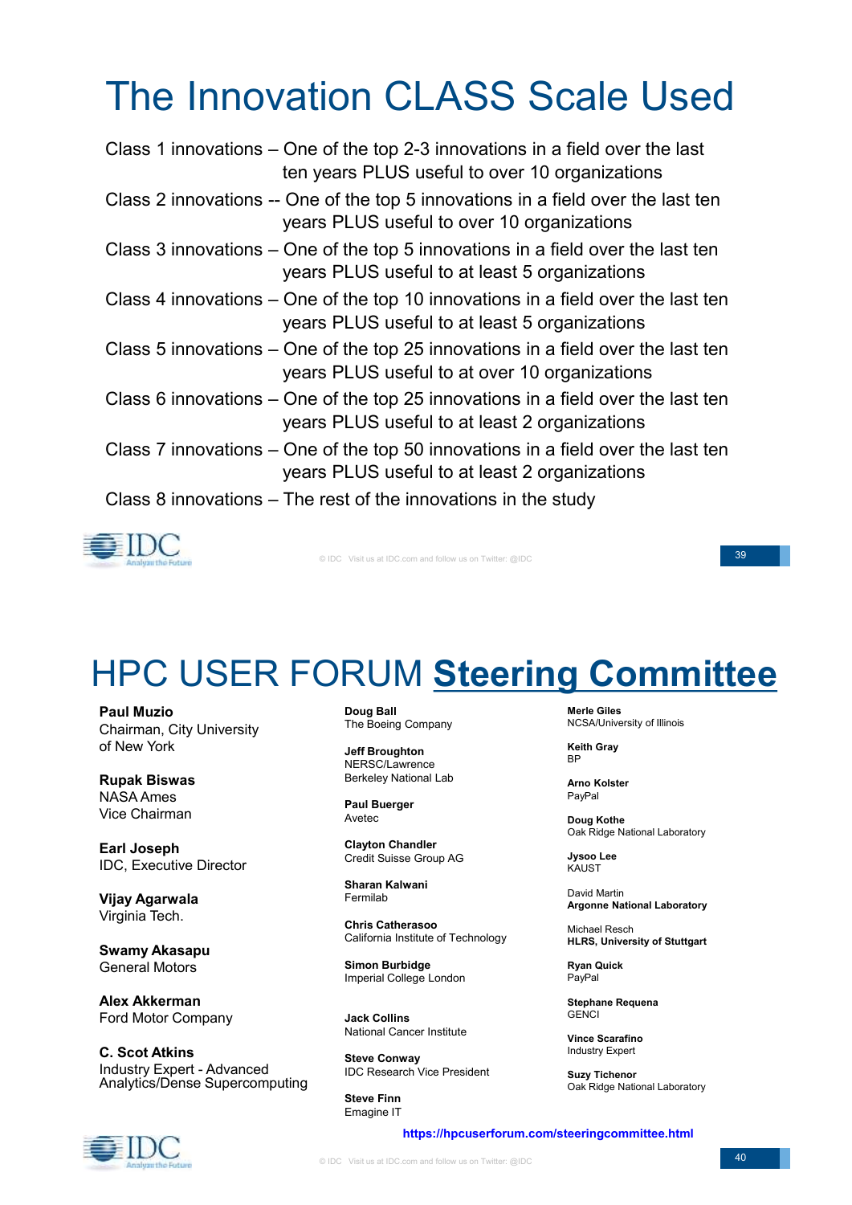# The Innovation CLASS Scale Used

Class 1 innovations – One of the top 2-3 innovations in a field over the last ten years PLUS useful to over 10 organizations

Class 2 innovations -- One of the top 5 innovations in a field over the last ten years PLUS useful to over 10 organizations

Class 3 innovations – One of the top 5 innovations in a field over the last ten years PLUS useful to at least 5 organizations

Class 4 innovations – One of the top 10 innovations in a field over the last ten years PLUS useful to at least 5 organizations

Class 5 innovations – One of the top 25 innovations in a field over the last ten years PLUS useful to at over 10 organizations

Class 6 innovations – One of the top 25 innovations in a field over the last ten years PLUS useful to at least 2 organizations

Class 7 innovations – One of the top 50 innovations in a field over the last ten years PLUS useful to at least 2 organizations

Class 8 innovations – The rest of the innovations in the study

# HPC USER FORUM **Steering Committee**

**Paul Muzio**
Chairman, City University of New York

**Rupak Biswas**
NASA Ames
Vice Chairman

**Earl Joseph**
IDC, Executive Director

**Vijay Agarwala**
Virginia Tech.

**Swamy Akasapu**
General Motors

**Alex Akkerman**
Ford Motor Company

**C. Scot Atkins**
Industry Expert - Advanced Analytics/Dense Supercomputing

**Doug Ball**
The Boeing Company

**Jeff Broughton**
NERSC/Lawrence Berkeley National Lab

**Paul Buerger**
Avetec

**Clayton Chandler**
Credit Suisse Group AG

**Sharan Kalwani**
Fermilab

**Chris Catherasoo**
California Institute of Technology

**Simon Burbidge**
Imperial College London

**Jack Collins**
National Cancer Institute

**Steve Conway**
IDC Research Vice President

**Steve Finn**
Emagine IT

**Merle Giles**
NCSA/University of Illinois

**Keith Gray**
BP

**Arno Kolster**
PayPal

**Doug Kothe**
Oak Ridge National Laboratory

**Jysoo Lee**
KAUST

David Martin
**Argonne National Laboratory**

Michael Resch
**HLRS, University of Stuttgart**

**Ryan Quick**
PayPal

**Stephane Requena**
GENCI

**Vince Scarafino**
Industry Expert

**Suzy Tichenor**
Oak Ridge National Laboratory

**https://hpcuserforum.com/steeringcommittee.html**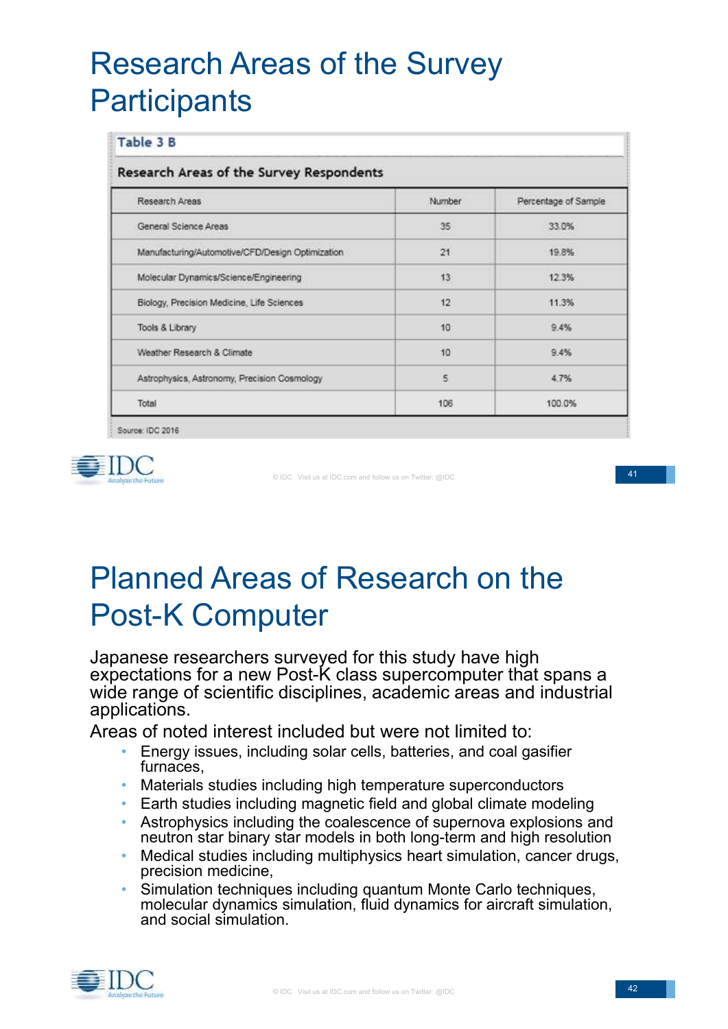# Research Areas of the Survey Participants

**Table 3 B**

**Research Areas of the Survey Respondents**

| Research Areas | Number | Percentage of Sample |
|---|---|---|
| General Science Areas | 35 | 33.0% |
| Manufacturing/Automotive/CFD/Design Optimization | 21 | 19.8% |
| Molecular Dynamics/Science/Engineering | 13 | 12.3% |
| Biology, Precision Medicine, Life Sciences | 12 | 11.3% |
| Tools & Library | 10 | 9.4% |
| Weather Research & Climate | 10 | 9.4% |
| Astrophysics, Astronomy, Precision Cosmology | 5 | 4.7% |
| Total | 106 | 100.0% |

Source: IDC 2016

# Planned Areas of Research on the Post-K Computer

Japanese researchers surveyed for this study have high expectations for a new Post-K class supercomputer that spans a wide range of scientific disciplines, academic areas and industrial applications.

Areas of noted interest included but were not limited to:

- Energy issues, including solar cells, batteries, and coal gasifier furnaces,
- Materials studies including high temperature superconductors
- Earth studies including magnetic field and global climate modeling
- Astrophysics including the coalescence of supernova explosions and neutron star binary star models in both long-term and high resolution
- Medical studies including multiphysics heart simulation, cancer drugs, precision medicine,
- Simulation techniques including quantum Monte Carlo techniques, molecular dynamics simulation, fluid dynamics for aircraft simulation, and social simulation.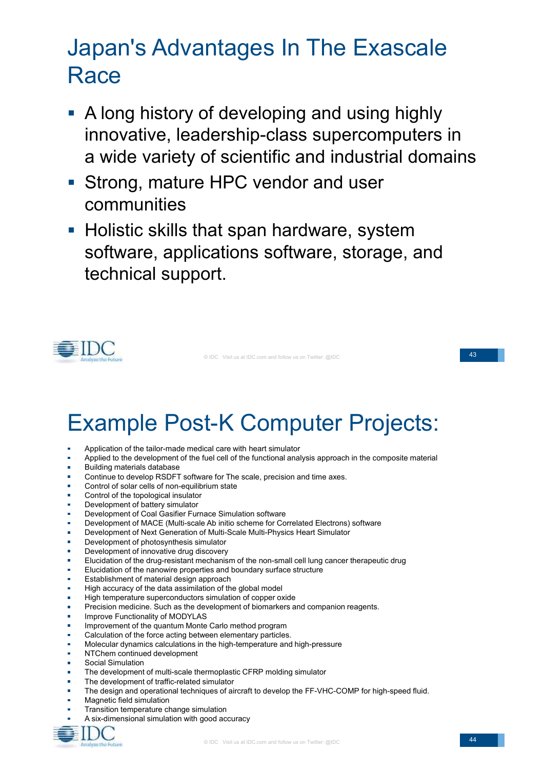# Japan's Advantages In The Exascale Race

- A long history of developing and using highly innovative, leadership-class supercomputers in a wide variety of scientific and industrial domains
- Strong, mature HPC vendor and user communities
- Holistic skills that span hardware, system software, applications software, storage, and technical support.

# Example Post-K Computer Projects:

- Application of the tailor-made medical care with heart simulator
- Applied to the development of the fuel cell of the functional analysis approach in the composite material
- Building materials database
- Continue to develop RSDFT software for The scale, precision and time axes.
- Control of solar cells of non-equilibrium state
- Control of the topological insulator
- Development of battery simulator
- Development of Coal Gasifier Furnace Simulation software
- Development of MACE (Multi-scale Ab initio scheme for Correlated Electrons) software
- Development of Next Generation of Multi-Scale Multi-Physics Heart Simulator
- Development of photosynthesis simulator
- Development of innovative drug discovery
- Elucidation of the drug-resistant mechanism of the non-small cell lung cancer therapeutic drug
- Elucidation of the nanowire properties and boundary surface structure
- Establishment of material design approach
- High accuracy of the data assimilation of the global model
- High temperature superconductors simulation of copper oxide
- Precision medicine. Such as the development of biomarkers and companion reagents.
- Improve Functionality of MODYLAS
- Improvement of the quantum Monte Carlo method program
- Calculation of the force acting between elementary particles.
- Molecular dynamics calculations in the high-temperature and high-pressure
- NTChem continued development
- Social Simulation
- The development of multi-scale thermoplastic CFRP molding simulator
- The development of traffic-related simulator
- The design and operational techniques of aircraft to develop the FF-VHC-COMP for high-speed fluid.
- Magnetic field simulation
- Transition temperature change simulation
- A six-dimensional simulation with good accuracy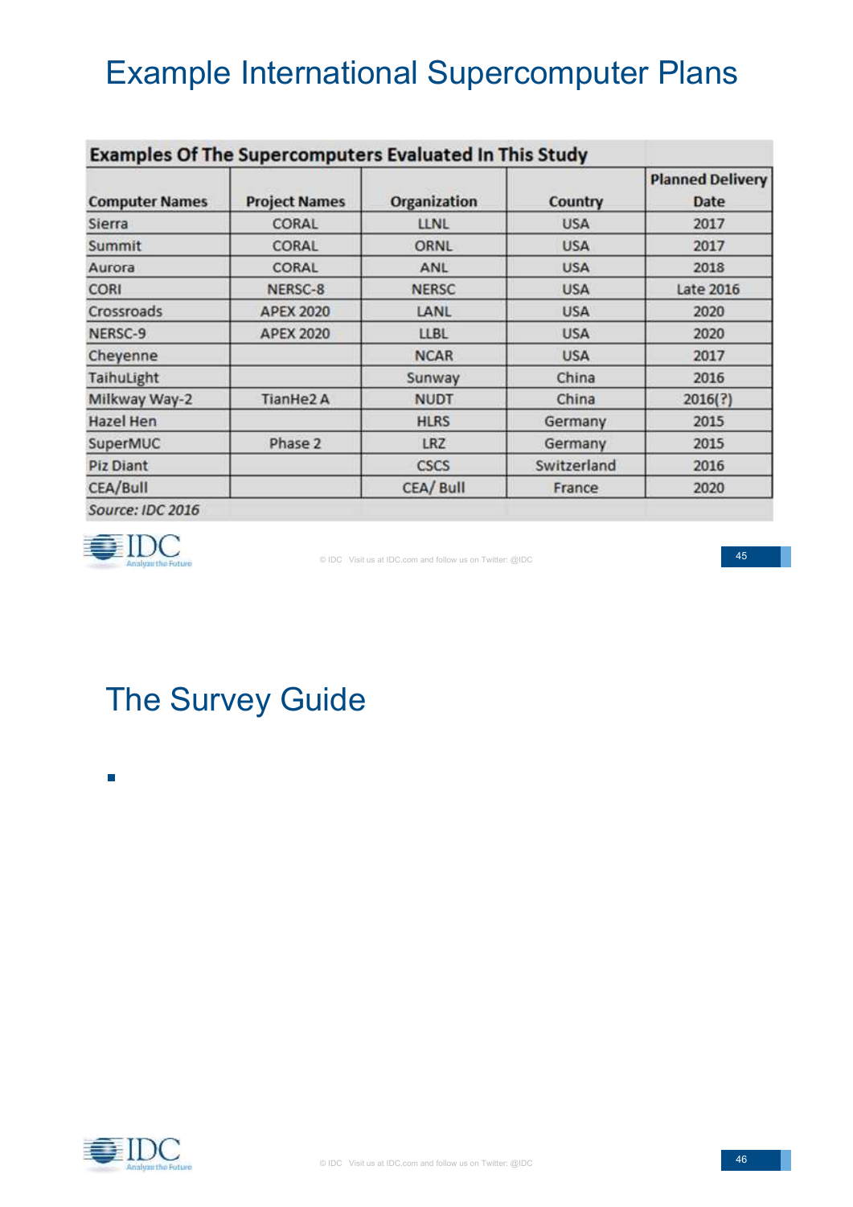# Example International Supercomputer Plans

| Examples Of The Supercomputers Evaluated In This Study | | | | |
|---|---|---|---|---|
| Computer Names | Project Names | Organization | Country | Planned Delivery Date |
| Sierra | CORAL | LLNL | USA | 2017 |
| Summit | CORAL | ORNL | USA | 2017 |
| Aurora | CORAL | ANL | USA | 2018 |
| CORI | NERSC-8 | NERSC | USA | Late 2016 |
| Crossroads | APEX 2020 | LANL | USA | 2020 |
| NERSC-9 | APEX 2020 | LLBL | USA | 2020 |
| Cheyenne | | NCAR | USA | 2017 |
| TaihuLight | | Sunway | China | 2016 |
| Milkway Way-2 | TianHe2 A | NUDT | China | 2016(?) |
| Hazel Hen | | HLRS | Germany | 2015 |
| SuperMUC | Phase 2 | LRZ | Germany | 2015 |
| Piz Diant | | CSCS | Switzerland | 2016 |
| CEA/Bull | | CEA/ Bull | France | 2020 |

*Source: IDC 2016*

# The Survey Guide

-